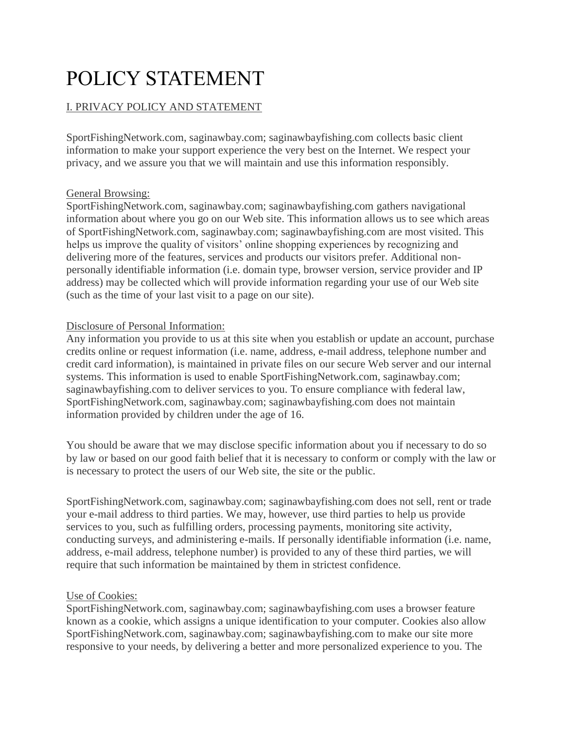# POLICY STATEMENT

## I. PRIVACY POLICY AND STATEMENT

SportFishingNetwork.com, saginawbay.com; saginawbayfishing.com collects basic client information to make your support experience the very best on the Internet. We respect your privacy, and we assure you that we will maintain and use this information responsibly.

### General Browsing:

SportFishingNetwork.com, saginawbay.com; saginawbayfishing.com gathers navigational information about where you go on our Web site. This information allows us to see which areas of SportFishingNetwork.com, saginawbay.com; saginawbayfishing.com are most visited. This helps us improve the quality of visitors' online shopping experiences by recognizing and delivering more of the features, services and products our visitors prefer. Additional non-personally identifiable information (i.e. domain type, browser version, service provider and IP address) may be collected which will provide information regarding your use of our Web site (such as the time of your last visit to a page on our site).

### Disclosure of Personal Information:

Any information you provide to us at this site when you establish or update an account, purchase credits online or request information (i.e. name, address, e-mail address, telephone number and credit card information), is maintained in private files on our secure Web server and our internal systems. This information is used to enable SportFishingNetwork.com, saginawbay.com; saginawbayfishing.com to deliver services to you. To ensure compliance with federal law, SportFishingNetwork.com, saginawbay.com; saginawbayfishing.com does not maintain information provided by children under the age of 16.

You should be aware that we may disclose specific information about you if necessary to do so by law or based on our good faith belief that it is necessary to conform or comply with the law or is necessary to protect the users of our Web site, the site or the public.

SportFishingNetwork.com, saginawbay.com; saginawbayfishing.com does not sell, rent or trade your e-mail address to third parties. We may, however, use third parties to help us provide services to you, such as fulfilling orders, processing payments, monitoring site activity, conducting surveys, and administering e-mails. If personally identifiable information (i.e. name, address, e-mail address, telephone number) is provided to any of these third parties, we will require that such information be maintained by them in strictest confidence.

### Use of Cookies:

SportFishingNetwork.com, saginawbay.com; saginawbayfishing.com uses a browser feature known as a cookie, which assigns a unique identification to your computer. Cookies also allow SportFishingNetwork.com, saginawbay.com; saginawbayfishing.com to make our site more responsive to your needs, by delivering a better and more personalized experience to you. The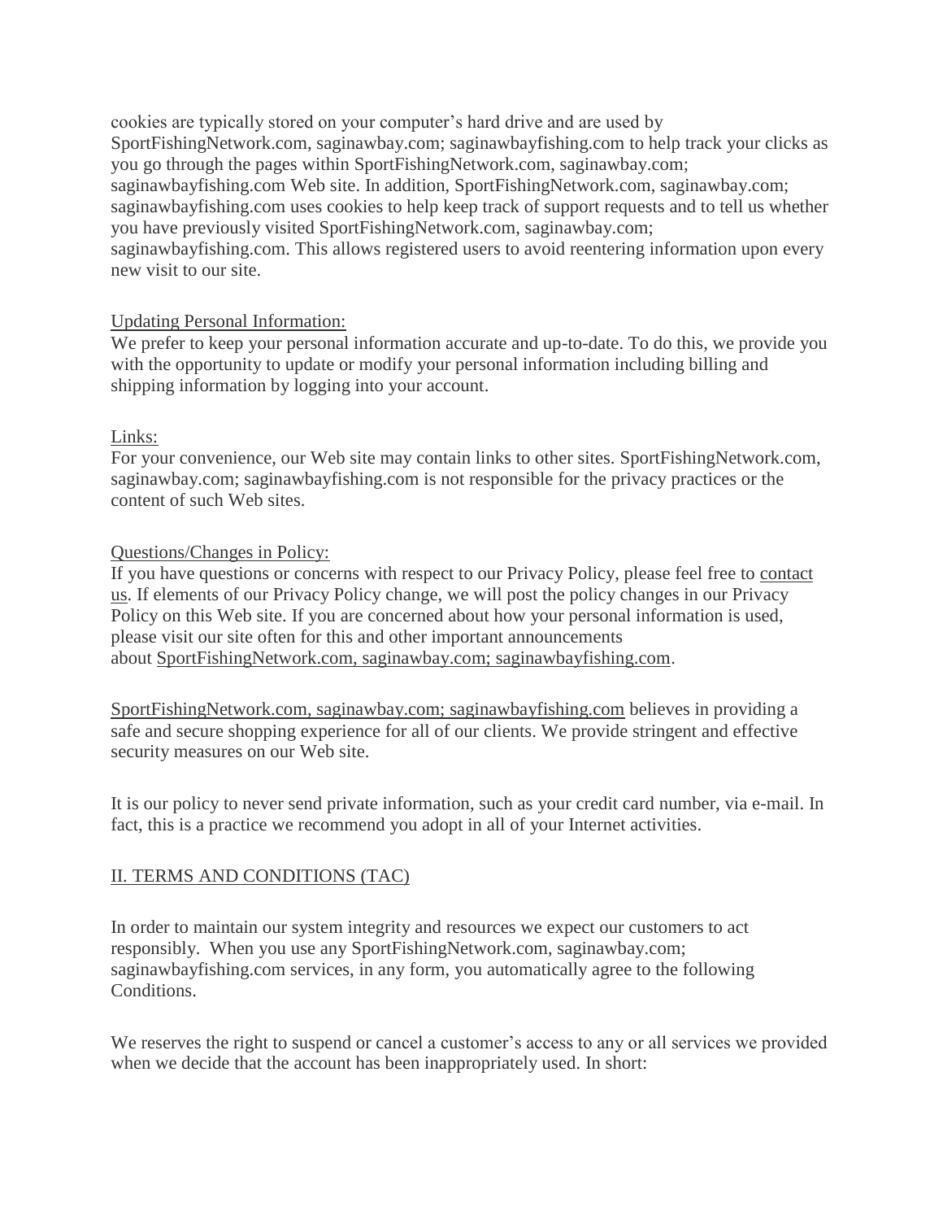cookies are typically stored on your computer's hard drive and are used by SportFishingNetwork.com, saginawbay.com; saginawbayfishing.com to help track your clicks as you go through the pages within SportFishingNetwork.com, saginawbay.com; saginawbayfishing.com Web site. In addition, SportFishingNetwork.com, saginawbay.com; saginawbayfishing.com uses cookies to help keep track of support requests and to tell us whether you have previously visited SportFishingNetwork.com, saginawbay.com; saginawbayfishing.com. This allows registered users to avoid reentering information upon every new visit to our site.

Updating Personal Information:

We prefer to keep your personal information accurate and up-to-date. To do this, we provide you with the opportunity to update or modify your personal information including billing and shipping information by logging into your account.

Links:

For your convenience, our Web site may contain links to other sites. SportFishingNetwork.com, saginawbay.com; saginawbayfishing.com is not responsible for the privacy practices or the content of such Web sites.

Questions/Changes in Policy:

If you have questions or concerns with respect to our Privacy Policy, please feel free to contact us. If elements of our Privacy Policy change, we will post the policy changes in our Privacy Policy on this Web site. If you are concerned about how your personal information is used, please visit our site often for this and other important announcements about SportFishingNetwork.com, saginawbay.com; saginawbayfishing.com.

SportFishingNetwork.com, saginawbay.com; saginawbayfishing.com believes in providing a safe and secure shopping experience for all of our clients. We provide stringent and effective security measures on our Web site.

It is our policy to never send private information, such as your credit card number, via e-mail. In fact, this is a practice we recommend you adopt in all of your Internet activities.

## II. TERMS AND CONDITIONS (TAC)

In order to maintain our system integrity and resources we expect our customers to act responsibly. When you use any SportFishingNetwork.com, saginawbay.com; saginawbayfishing.com services, in any form, you automatically agree to the following Conditions.

We reserves the right to suspend or cancel a customer's access to any or all services we provided when we decide that the account has been inappropriately used. In short: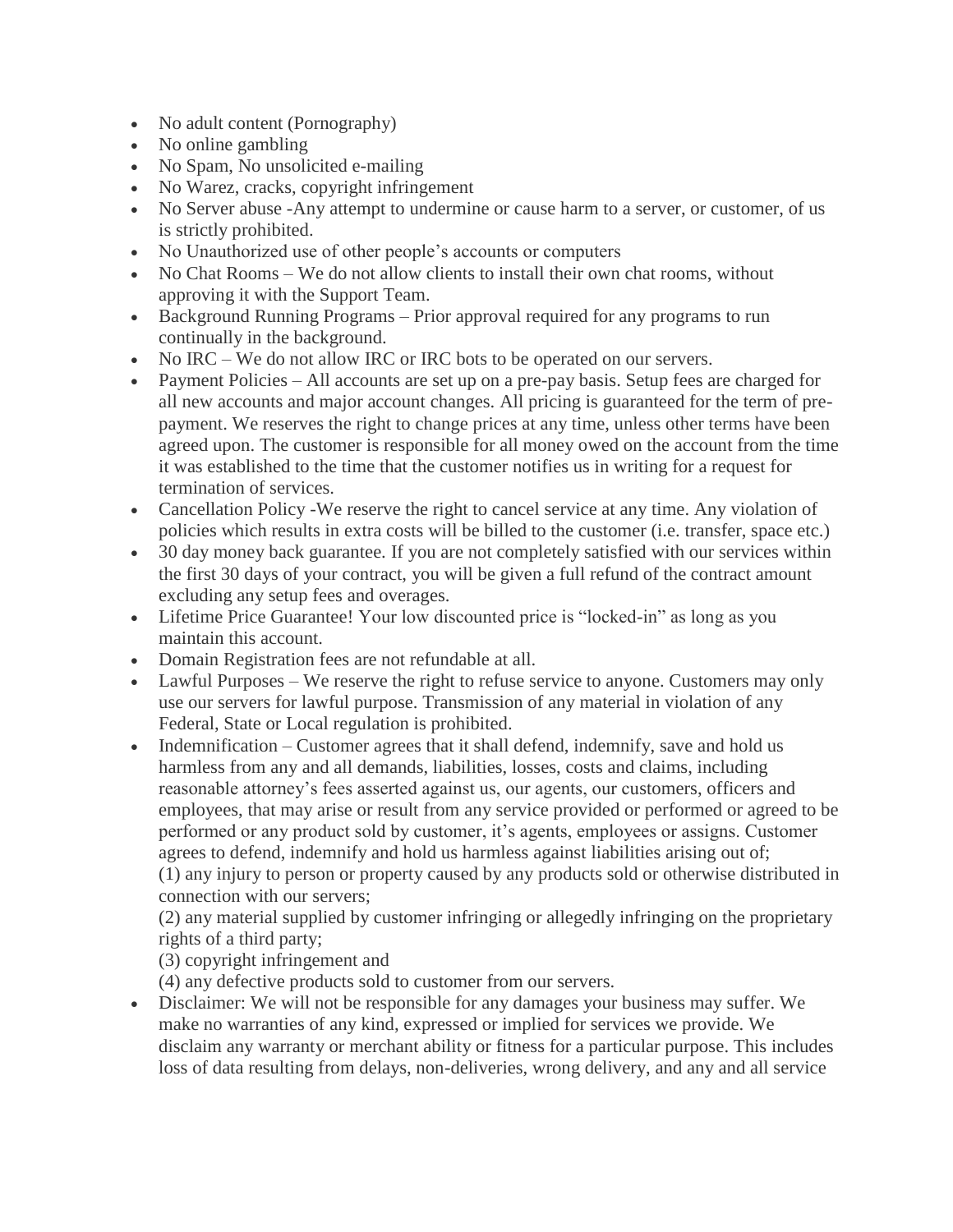- No adult content (Pornography)
- No online gambling
- No Spam, No unsolicited e-mailing
- No Warez, cracks, copyright infringement
- No Server abuse -Any attempt to undermine or cause harm to a server, or customer, of us is strictly prohibited.
- No Unauthorized use of other people's accounts or computers
- No Chat Rooms – We do not allow clients to install their own chat rooms, without approving it with the Support Team.
- Background Running Programs – Prior approval required for any programs to run continually in the background.
- No IRC – We do not allow IRC or IRC bots to be operated on our servers.
- Payment Policies – All accounts are set up on a pre-pay basis. Setup fees are charged for all new accounts and major account changes. All pricing is guaranteed for the term of pre-payment. We reserves the right to change prices at any time, unless other terms have been agreed upon. The customer is responsible for all money owed on the account from the time it was established to the time that the customer notifies us in writing for a request for termination of services.
- Cancellation Policy -We reserve the right to cancel service at any time. Any violation of policies which results in extra costs will be billed to the customer (i.e. transfer, space etc.)
- 30 day money back guarantee. If you are not completely satisfied with our services within the first 30 days of your contract, you will be given a full refund of the contract amount excluding any setup fees and overages.
- Lifetime Price Guarantee! Your low discounted price is "locked-in" as long as you maintain this account.
- Domain Registration fees are not refundable at all.
- Lawful Purposes – We reserve the right to refuse service to anyone. Customers may only use our servers for lawful purpose. Transmission of any material in violation of any Federal, State or Local regulation is prohibited.
- Indemnification – Customer agrees that it shall defend, indemnify, save and hold us harmless from any and all demands, liabilities, losses, costs and claims, including reasonable attorney's fees asserted against us, our agents, our customers, officers and employees, that may arise or result from any service provided or performed or agreed to be performed or any product sold by customer, it's agents, employees or assigns. Customer agrees to defend, indemnify and hold us harmless against liabilities arising out of;
  (1) any injury to person or property caused by any products sold or otherwise distributed in connection with our servers;
  (2) any material supplied by customer infringing or allegedly infringing on the proprietary rights of a third party;
  (3) copyright infringement and
  (4) any defective products sold to customer from our servers.
- Disclaimer: We will not be responsible for any damages your business may suffer. We make no warranties of any kind, expressed or implied for services we provide. We disclaim any warranty or merchant ability or fitness for a particular purpose. This includes loss of data resulting from delays, non-deliveries, wrong delivery, and any and all service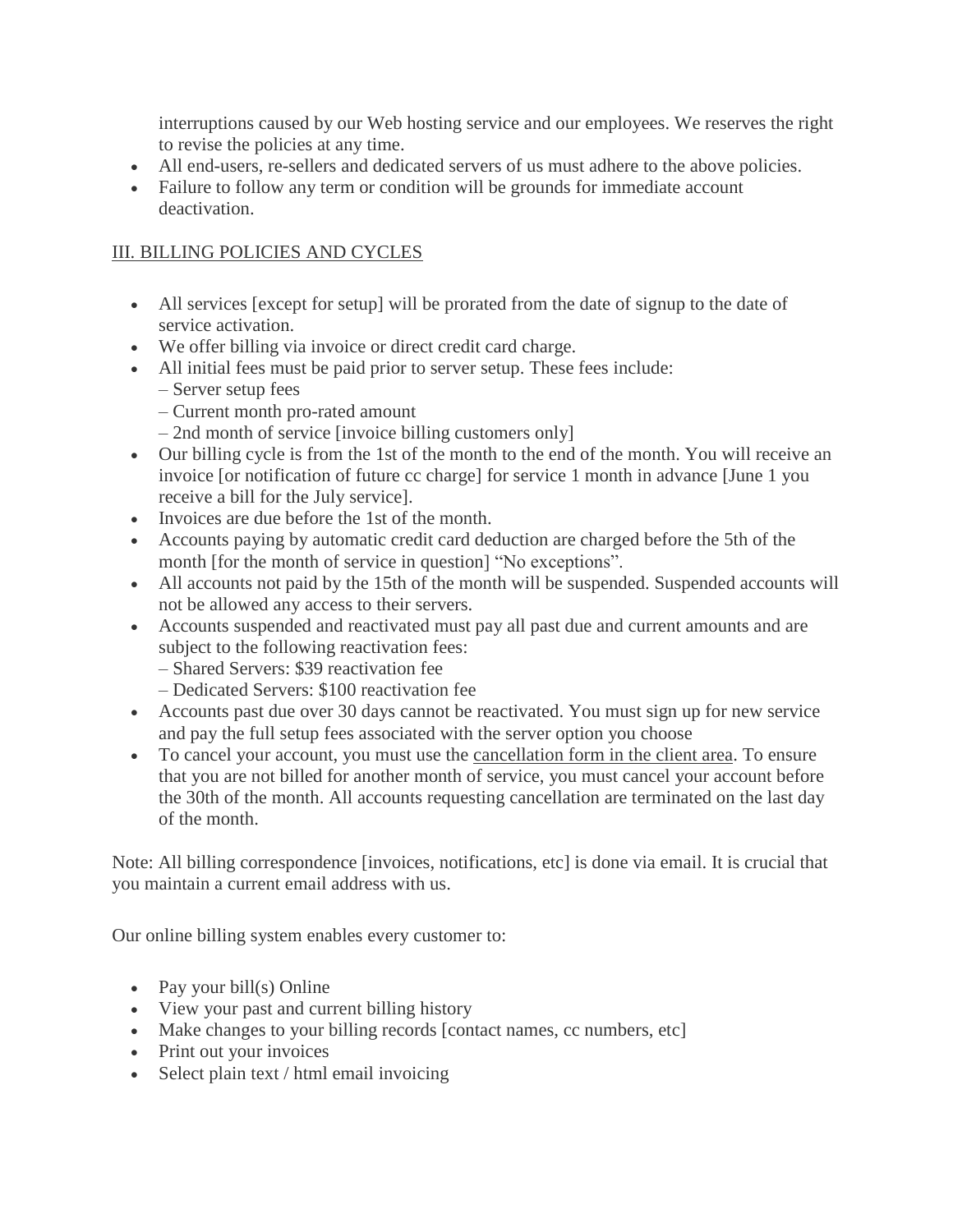interruptions caused by our Web hosting service and our employees. We reserves the right to revise the policies at any time.

- All end-users, re-sellers and dedicated servers of us must adhere to the above policies.
- Failure to follow any term or condition will be grounds for immediate account deactivation.

## III. BILLING POLICIES AND CYCLES

- All services [except for setup] will be prorated from the date of signup to the date of service activation.
- We offer billing via invoice or direct credit card charge.
- All initial fees must be paid prior to server setup. These fees include:
  – Server setup fees
  – Current month pro-rated amount
  – 2nd month of service [invoice billing customers only]
- Our billing cycle is from the 1st of the month to the end of the month. You will receive an invoice [or notification of future cc charge] for service 1 month in advance [June 1 you receive a bill for the July service].
- Invoices are due before the 1st of the month.
- Accounts paying by automatic credit card deduction are charged before the 5th of the month [for the month of service in question] "No exceptions".
- All accounts not paid by the 15th of the month will be suspended. Suspended accounts will not be allowed any access to their servers.
- Accounts suspended and reactivated must pay all past due and current amounts and are subject to the following reactivation fees:
  – Shared Servers: $39 reactivation fee
  – Dedicated Servers: $100 reactivation fee
- Accounts past due over 30 days cannot be reactivated. You must sign up for new service and pay the full setup fees associated with the server option you choose
- To cancel your account, you must use the cancellation form in the client area. To ensure that you are not billed for another month of service, you must cancel your account before the 30th of the month. All accounts requesting cancellation are terminated on the last day of the month.

Note: All billing correspondence [invoices, notifications, etc] is done via email. It is crucial that you maintain a current email address with us.

Our online billing system enables every customer to:

- Pay your bill(s) Online
- View your past and current billing history
- Make changes to your billing records [contact names, cc numbers, etc]
- Print out your invoices
- Select plain text / html email invoicing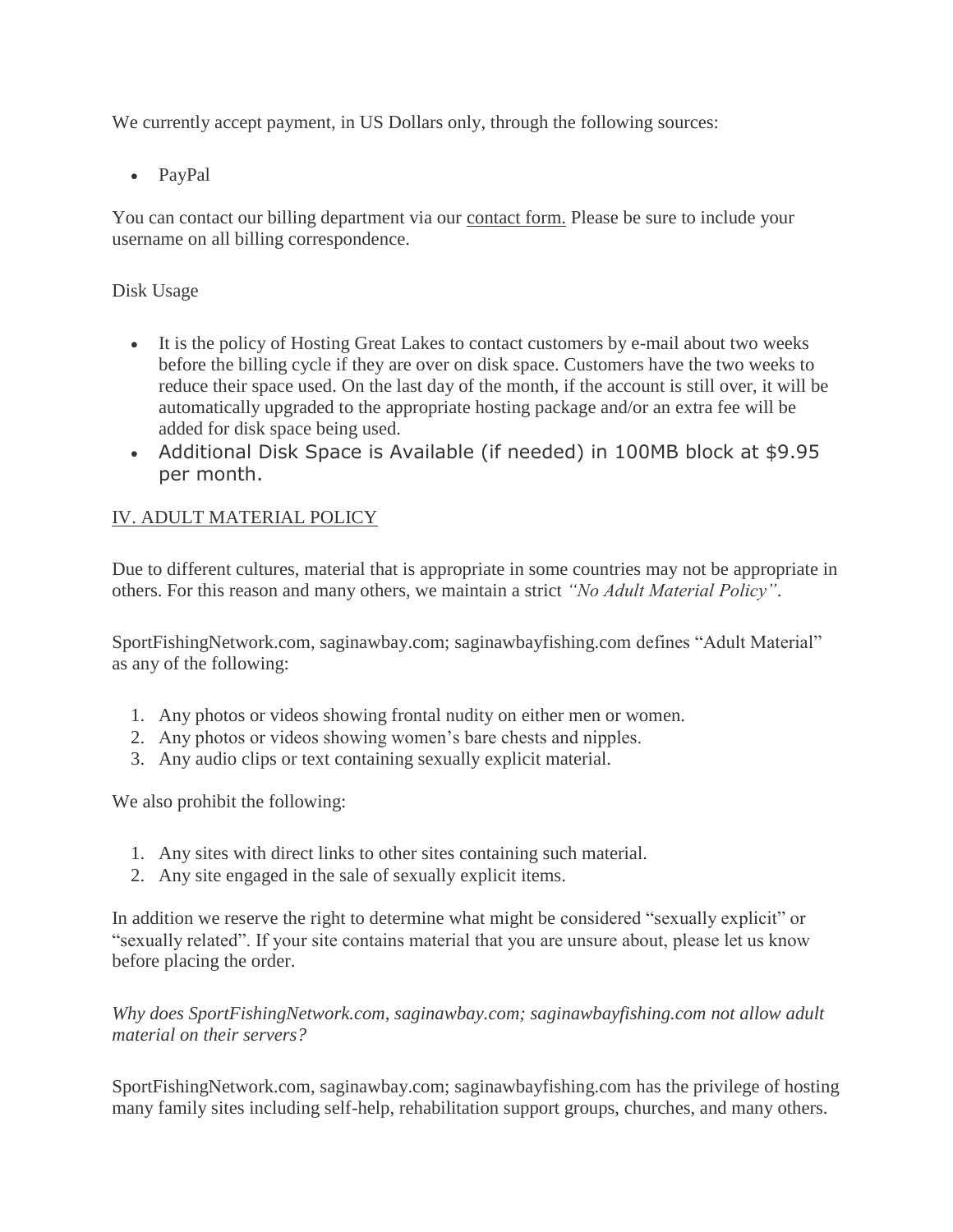We currently accept payment, in US Dollars only, through the following sources:

- PayPal

You can contact our billing department via our contact form. Please be sure to include your username on all billing correspondence.

Disk Usage

- It is the policy of Hosting Great Lakes to contact customers by e-mail about two weeks before the billing cycle if they are over on disk space. Customers have the two weeks to reduce their space used. On the last day of the month, if the account is still over, it will be automatically upgraded to the appropriate hosting package and/or an extra fee will be added for disk space being used.
- Additional Disk Space is Available (if needed) in 100MB block at $9.95 per month.

## IV. ADULT MATERIAL POLICY

Due to different cultures, material that is appropriate in some countries may not be appropriate in others. For this reason and many others, we maintain a strict *"No Adult Material Policy"*.

SportFishingNetwork.com, saginawbay.com; saginawbayfishing.com defines "Adult Material" as any of the following:

1. Any photos or videos showing frontal nudity on either men or women.
2. Any photos or videos showing women's bare chests and nipples.
3. Any audio clips or text containing sexually explicit material.

We also prohibit the following:

1. Any sites with direct links to other sites containing such material.
2. Any site engaged in the sale of sexually explicit items.

In addition we reserve the right to determine what might be considered "sexually explicit" or "sexually related". If your site contains material that you are unsure about, please let us know before placing the order.

*Why does SportFishingNetwork.com, saginawbay.com; saginawbayfishing.com not allow adult material on their servers?*

SportFishingNetwork.com, saginawbay.com; saginawbayfishing.com has the privilege of hosting many family sites including self-help, rehabilitation support groups, churches, and many others.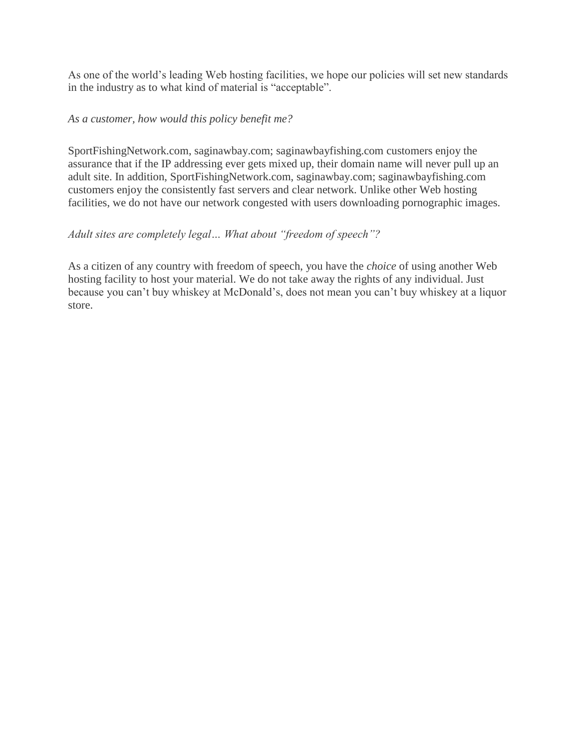As one of the world's leading Web hosting facilities, we hope our policies will set new standards in the industry as to what kind of material is "acceptable".

*As a customer, how would this policy benefit me?*

SportFishingNetwork.com, saginawbay.com; saginawbayfishing.com customers enjoy the assurance that if the IP addressing ever gets mixed up, their domain name will never pull up an adult site. In addition, SportFishingNetwork.com, saginawbay.com; saginawbayfishing.com customers enjoy the consistently fast servers and clear network. Unlike other Web hosting facilities, we do not have our network congested with users downloading pornographic images.

*Adult sites are completely legal… What about "freedom of speech"?*

As a citizen of any country with freedom of speech, you have the *choice* of using another Web hosting facility to host your material. We do not take away the rights of any individual. Just because you can't buy whiskey at McDonald's, does not mean you can't buy whiskey at a liquor store.